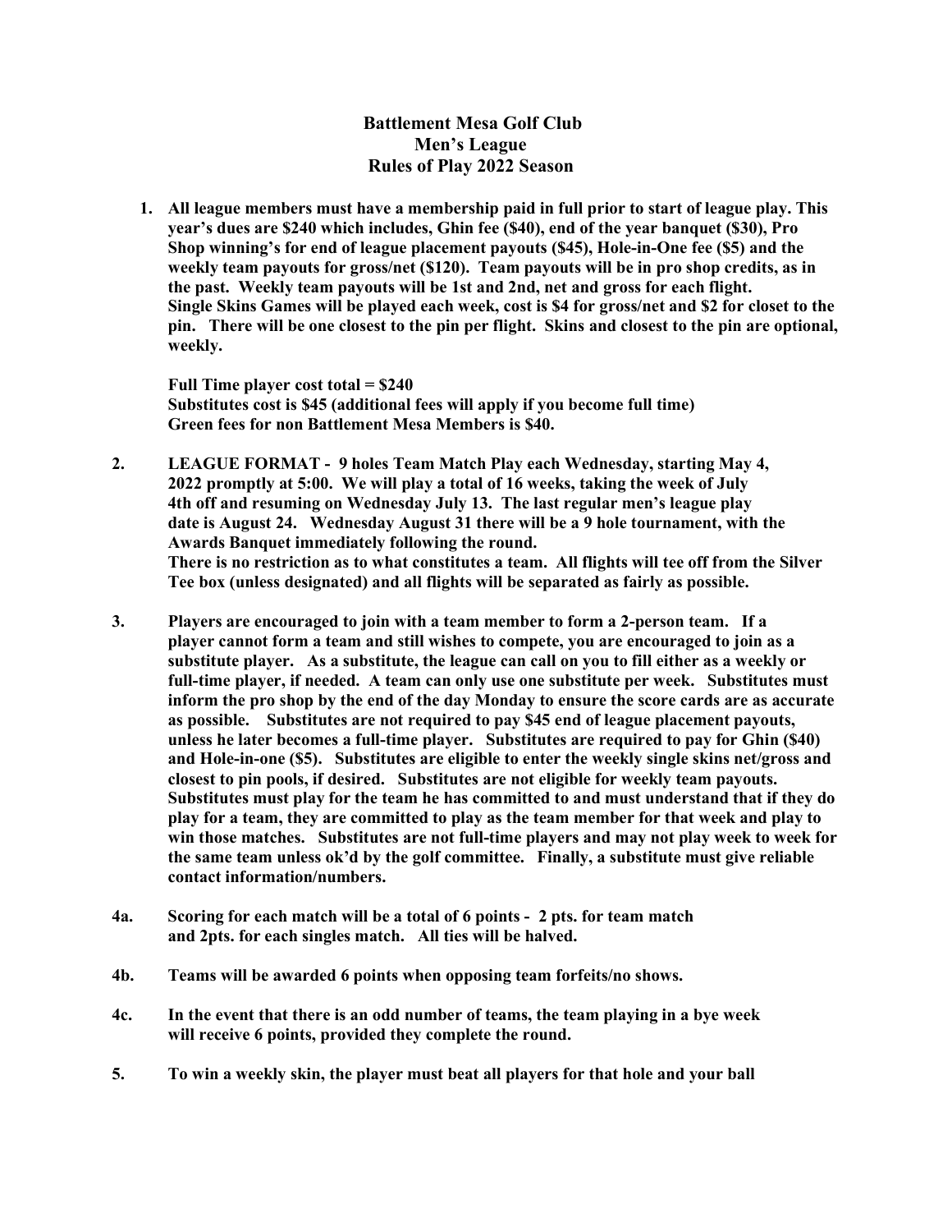# Battlement Mesa Golf Club
## Men's League
## Rules of Play 2022 Season

1. **All league members must have a membership paid in full prior to start of league play. This year's dues are $240 which includes, Ghin fee ($40), end of the year banquet ($30), Pro Shop winning's for end of league placement payouts ($45), Hole-in-One fee ($5) and the weekly team payouts for gross/net ($120). Team payouts will be in pro shop credits, as in the past. Weekly team payouts will be 1st and 2nd, net and gross for each flight. Single Skins Games will be played each week, cost is $4 for gross/net and $2 for closet to the pin. There will be one closest to the pin per flight. Skins and closest to the pin are optional, weekly.**

   **Full Time player cost total = $240**
   **Substitutes cost is $45 (additional fees will apply if you become full time)**
   **Green fees for non Battlement Mesa Members is $40.**

2. **LEAGUE FORMAT - 9 holes Team Match Play each Wednesday, starting May 4, 2022 promptly at 5:00. We will play a total of 16 weeks, taking the week of July 4th off and resuming on Wednesday July 13. The last regular men's league play date is August 24. Wednesday August 31 there will be a 9 hole tournament, with the Awards Banquet immediately following the round.**
   **There is no restriction as to what constitutes a team. All flights will tee off from the Silver Tee box (unless designated) and all flights will be separated as fairly as possible.**

3. **Players are encouraged to join with a team member to form a 2-person team. If a player cannot form a team and still wishes to compete, you are encouraged to join as a substitute player. As a substitute, the league can call on you to fill either as a weekly or full-time player, if needed. A team can only use one substitute per week. Substitutes must inform the pro shop by the end of the day Monday to ensure the score cards are as accurate as possible. Substitutes are not required to pay $45 end of league placement payouts, unless he later becomes a full-time player. Substitutes are required to pay for Ghin ($40) and Hole-in-one ($5). Substitutes are eligible to enter the weekly single skins net/gross and closest to pin pools, if desired. Substitutes are not eligible for weekly team payouts. Substitutes must play for the team he has committed to and must understand that if they do play for a team, they are committed to play as the team member for that week and play to win those matches. Substitutes are not full-time players and may not play week to week for the same team unless ok'd by the golf committee. Finally, a substitute must give reliable contact information/numbers.**

**4a.** **Scoring for each match will be a total of 6 points - 2 pts. for team match and 2pts. for each singles match. All ties will be halved.**

**4b.** **Teams will be awarded 6 points when opposing team forfeits/no shows.**

**4c.** **In the event that there is an odd number of teams, the team playing in a bye week will receive 6 points, provided they complete the round.**

**5.** **To win a weekly skin, the player must beat all players for that hole and your ball**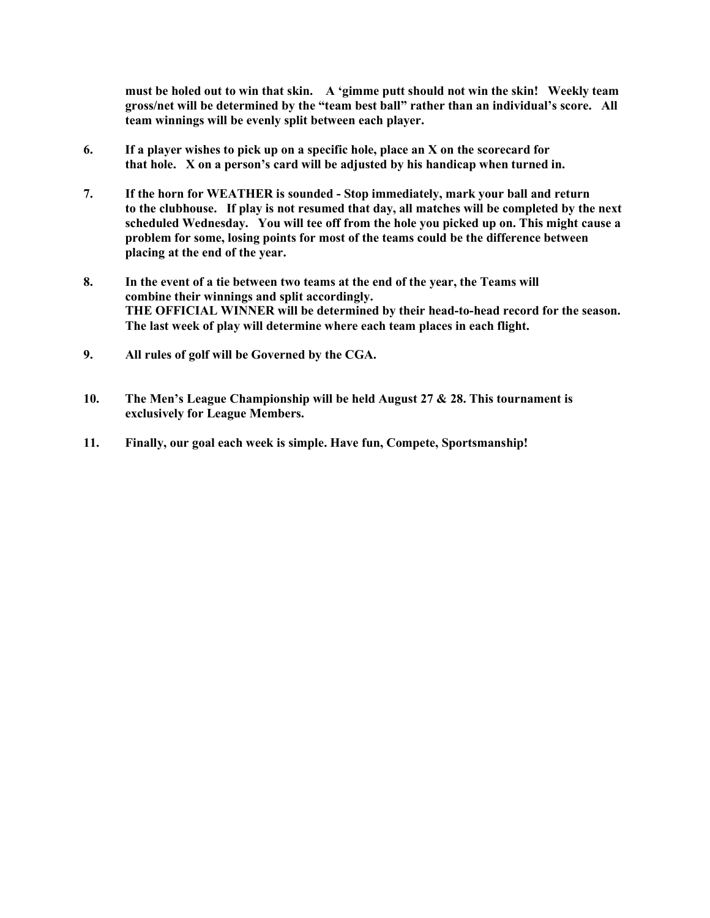**must be holed out to win that skin. A 'gimme putt should not win the skin! Weekly team gross/net will be determined by the "team best ball" rather than an individual's score. All team winnings will be evenly split between each player.**

6. **If a player wishes to pick up on a specific hole, place an X on the scorecard for that hole. X on a person's card will be adjusted by his handicap when turned in.**

7. **If the horn for WEATHER is sounded - Stop immediately, mark your ball and return to the clubhouse. If play is not resumed that day, all matches will be completed by the next scheduled Wednesday. You will tee off from the hole you picked up on. This might cause a problem for some, losing points for most of the teams could be the difference between placing at the end of the year.**

8. **In the event of a tie between two teams at the end of the year, the Teams will combine their winnings and split accordingly.**
   **THE OFFICIAL WINNER will be determined by their head-to-head record for the season. The last week of play will determine where each team places in each flight.**

9. **All rules of golf will be Governed by the CGA.**

10. **The Men's League Championship will be held August 27 & 28. This tournament is exclusively for League Members.**

11. **Finally, our goal each week is simple. Have fun, Compete, Sportsmanship!**